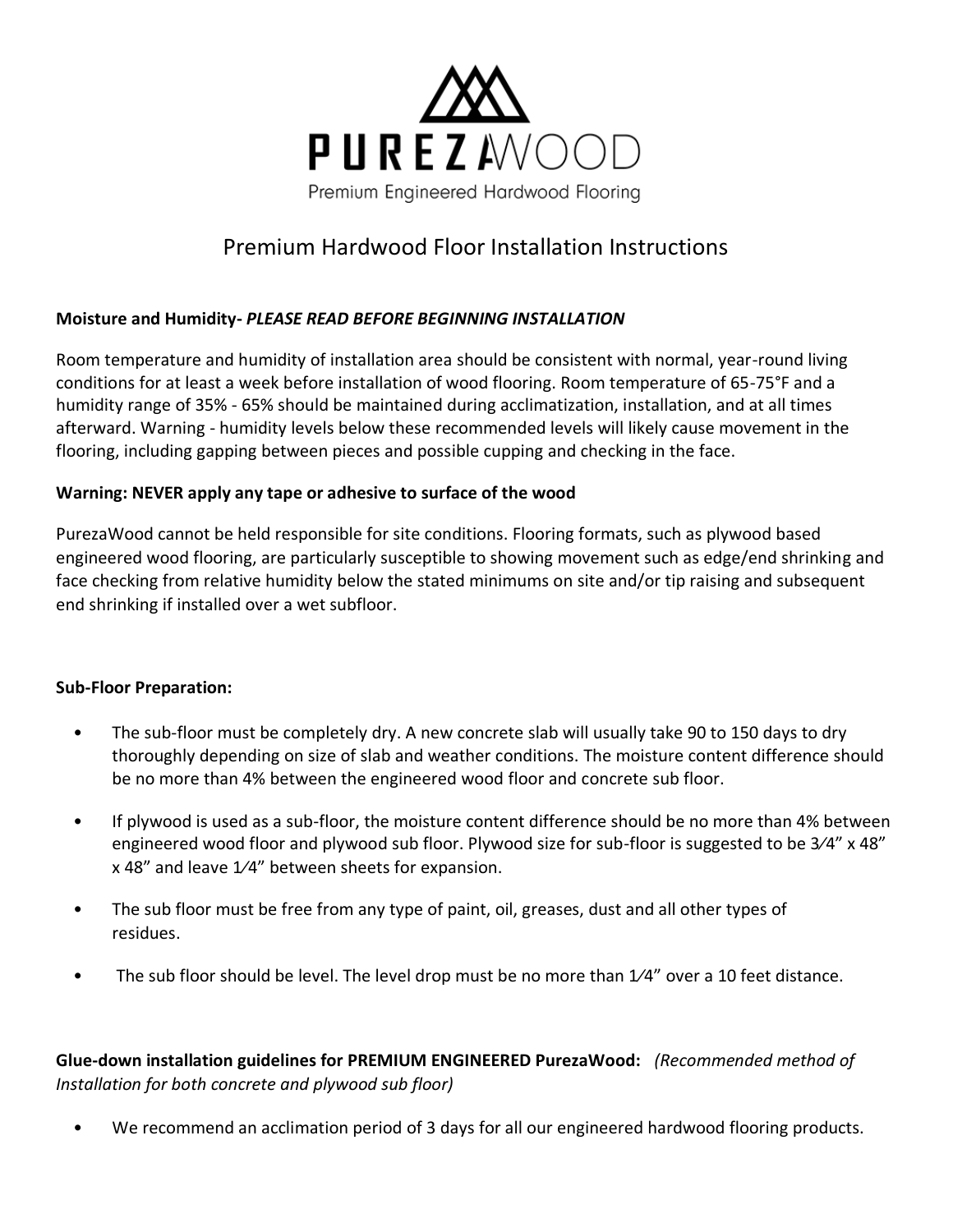# PUREZAWOOD

Premium Engineered Hardwood Flooring

## Premium Hardwood Floor Installation Instructions

**Moisture and Humidity-** ***PLEASE READ BEFORE BEGINNING INSTALLATION***

Room temperature and humidity of installation area should be consistent with normal, year-round living conditions for at least a week before installation of wood flooring. Room temperature of 65-75°F and a humidity range of 35% - 65% should be maintained during acclimatization, installation, and at all times afterward. Warning - humidity levels below these recommended levels will likely cause movement in the flooring, including gapping between pieces and possible cupping and checking in the face.

**Warning: NEVER apply any tape or adhesive to surface of the wood**

PurezaWood cannot be held responsible for site conditions. Flooring formats, such as plywood based engineered wood flooring, are particularly susceptible to showing movement such as edge/end shrinking and face checking from relative humidity below the stated minimums on site and/or tip raising and subsequent end shrinking if installed over a wet subfloor.

**Sub-Floor Preparation:**

- The sub-floor must be completely dry. A new concrete slab will usually take 90 to 150 days to dry thoroughly depending on size of slab and weather conditions. The moisture content difference should be no more than 4% between the engineered wood floor and concrete sub floor.
- If plywood is used as a sub-floor, the moisture content difference should be no more than 4% between engineered wood floor and plywood sub floor. Plywood size for sub-floor is suggested to be 3⁄4" x 48" x 48" and leave 1⁄4" between sheets for expansion.
- The sub floor must be free from any type of paint, oil, greases, dust and all other types of residues.
- The sub floor should be level. The level drop must be no more than 1⁄4" over a 10 feet distance.

**Glue-down installation guidelines for PREMIUM ENGINEERED PurezaWood:** *(Recommended method of Installation for both concrete and plywood sub floor)*

- We recommend an acclimation period of 3 days for all our engineered hardwood flooring products.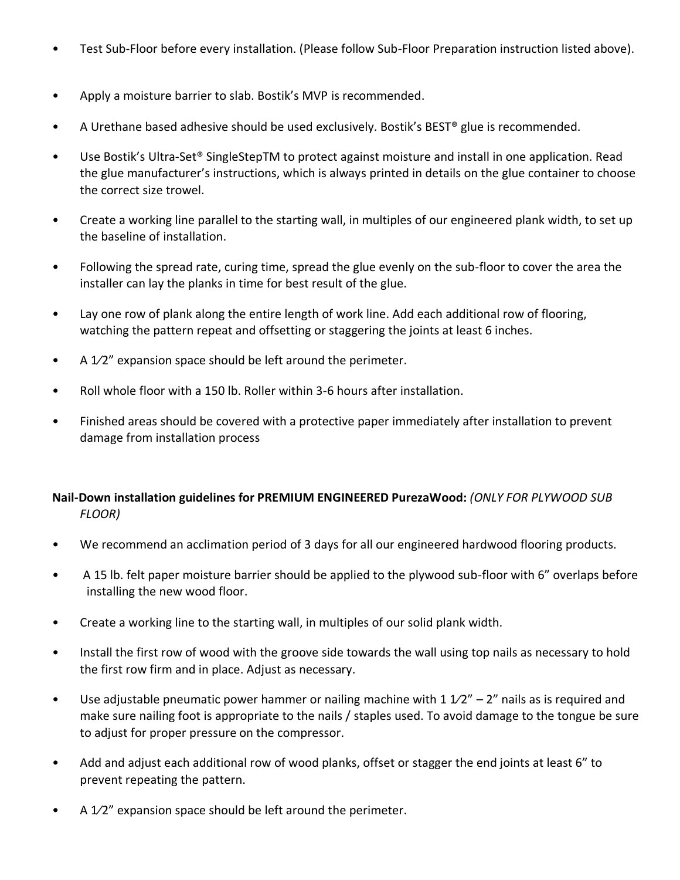- Test Sub-Floor before every installation. (Please follow Sub-Floor Preparation instruction listed above).
- Apply a moisture barrier to slab. Bostik's MVP is recommended.
- A Urethane based adhesive should be used exclusively. Bostik's BEST® glue is recommended.
- Use Bostik's Ultra-Set® SingleStepTM to protect against moisture and install in one application. Read the glue manufacturer's instructions, which is always printed in details on the glue container to choose the correct size trowel.
- Create a working line parallel to the starting wall, in multiples of our engineered plank width, to set up the baseline of installation.
- Following the spread rate, curing time, spread the glue evenly on the sub-floor to cover the area the installer can lay the planks in time for best result of the glue.
- Lay one row of plank along the entire length of work line. Add each additional row of flooring, watching the pattern repeat and offsetting or staggering the joints at least 6 inches.
- A 1⁄2" expansion space should be left around the perimeter.
- Roll whole floor with a 150 lb. Roller within 3-6 hours after installation.
- Finished areas should be covered with a protective paper immediately after installation to prevent damage from installation process

**Nail-Down installation guidelines for PREMIUM ENGINEERED PurezaWood:** *(ONLY FOR PLYWOOD SUB FLOOR)*

- We recommend an acclimation period of 3 days for all our engineered hardwood flooring products.
- A 15 lb. felt paper moisture barrier should be applied to the plywood sub-floor with 6" overlaps before installing the new wood floor.
- Create a working line to the starting wall, in multiples of our solid plank width.
- Install the first row of wood with the groove side towards the wall using top nails as necessary to hold the first row firm and in place. Adjust as necessary.
- Use adjustable pneumatic power hammer or nailing machine with 1 1⁄2" – 2" nails as is required and make sure nailing foot is appropriate to the nails / staples used. To avoid damage to the tongue be sure to adjust for proper pressure on the compressor.
- Add and adjust each additional row of wood planks, offset or stagger the end joints at least 6" to prevent repeating the pattern.
- A 1⁄2" expansion space should be left around the perimeter.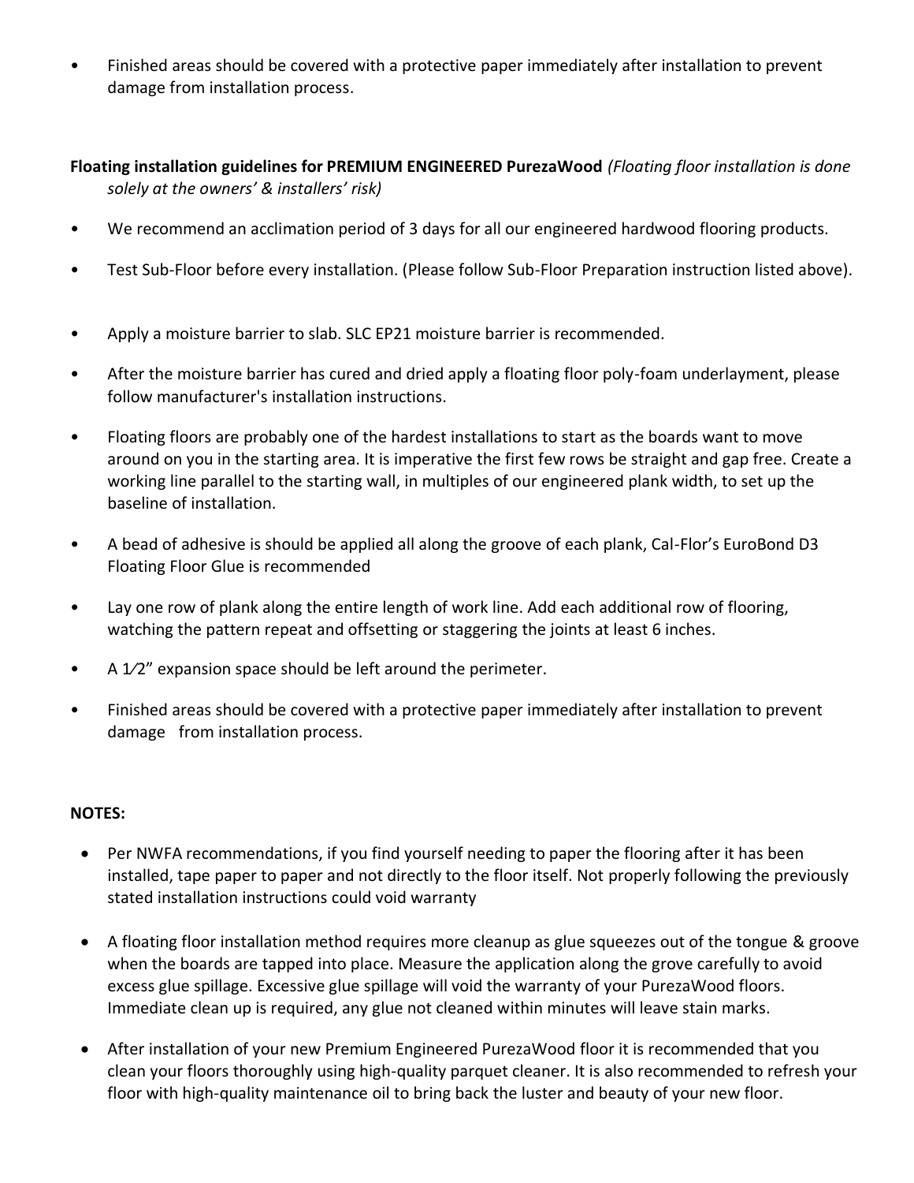- Finished areas should be covered with a protective paper immediately after installation to prevent damage from installation process.

**Floating installation guidelines for PREMIUM ENGINEERED PurezaWood** *(Floating floor installation is done solely at the owners' & installers' risk)*

- We recommend an acclimation period of 3 days for all our engineered hardwood flooring products.
- Test Sub-Floor before every installation. (Please follow Sub-Floor Preparation instruction listed above).
- Apply a moisture barrier to slab. SLC EP21 moisture barrier is recommended.
- After the moisture barrier has cured and dried apply a floating floor poly-foam underlayment, please follow manufacturer's installation instructions.
- Floating floors are probably one of the hardest installations to start as the boards want to move around on you in the starting area. It is imperative the first few rows be straight and gap free. Create a working line parallel to the starting wall, in multiples of our engineered plank width, to set up the baseline of installation.
- A bead of adhesive is should be applied all along the groove of each plank, Cal-Flor's EuroBond D3 Floating Floor Glue is recommended
- Lay one row of plank along the entire length of work line. Add each additional row of flooring, watching the pattern repeat and offsetting or staggering the joints at least 6 inches.
- A 1⁄2" expansion space should be left around the perimeter.
- Finished areas should be covered with a protective paper immediately after installation to prevent damage from installation process.

**NOTES:**

- Per NWFA recommendations, if you find yourself needing to paper the flooring after it has been installed, tape paper to paper and not directly to the floor itself. Not properly following the previously stated installation instructions could void warranty
- A floating floor installation method requires more cleanup as glue squeezes out of the tongue & groove when the boards are tapped into place. Measure the application along the grove carefully to avoid excess glue spillage. Excessive glue spillage will void the warranty of your PurezaWood floors. Immediate clean up is required, any glue not cleaned within minutes will leave stain marks.
- After installation of your new Premium Engineered PurezaWood floor it is recommended that you clean your floors thoroughly using high-quality parquet cleaner. It is also recommended to refresh your floor with high-quality maintenance oil to bring back the luster and beauty of your new floor.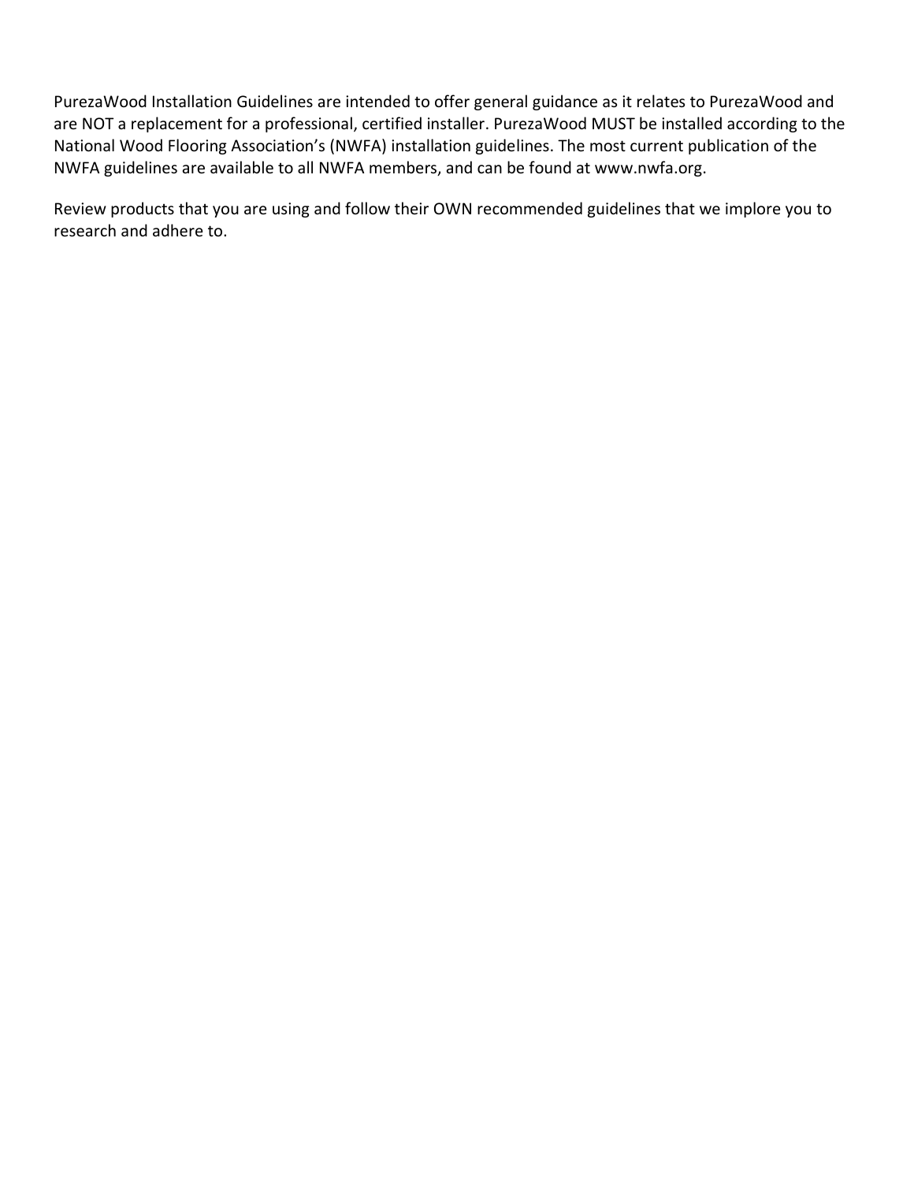PurezaWood Installation Guidelines are intended to offer general guidance as it relates to PurezaWood and are NOT a replacement for a professional, certified installer. PurezaWood MUST be installed according to the National Wood Flooring Association's (NWFA) installation guidelines. The most current publication of the NWFA guidelines are available to all NWFA members, and can be found at www.nwfa.org.

Review products that you are using and follow their OWN recommended guidelines that we implore you to research and adhere to.